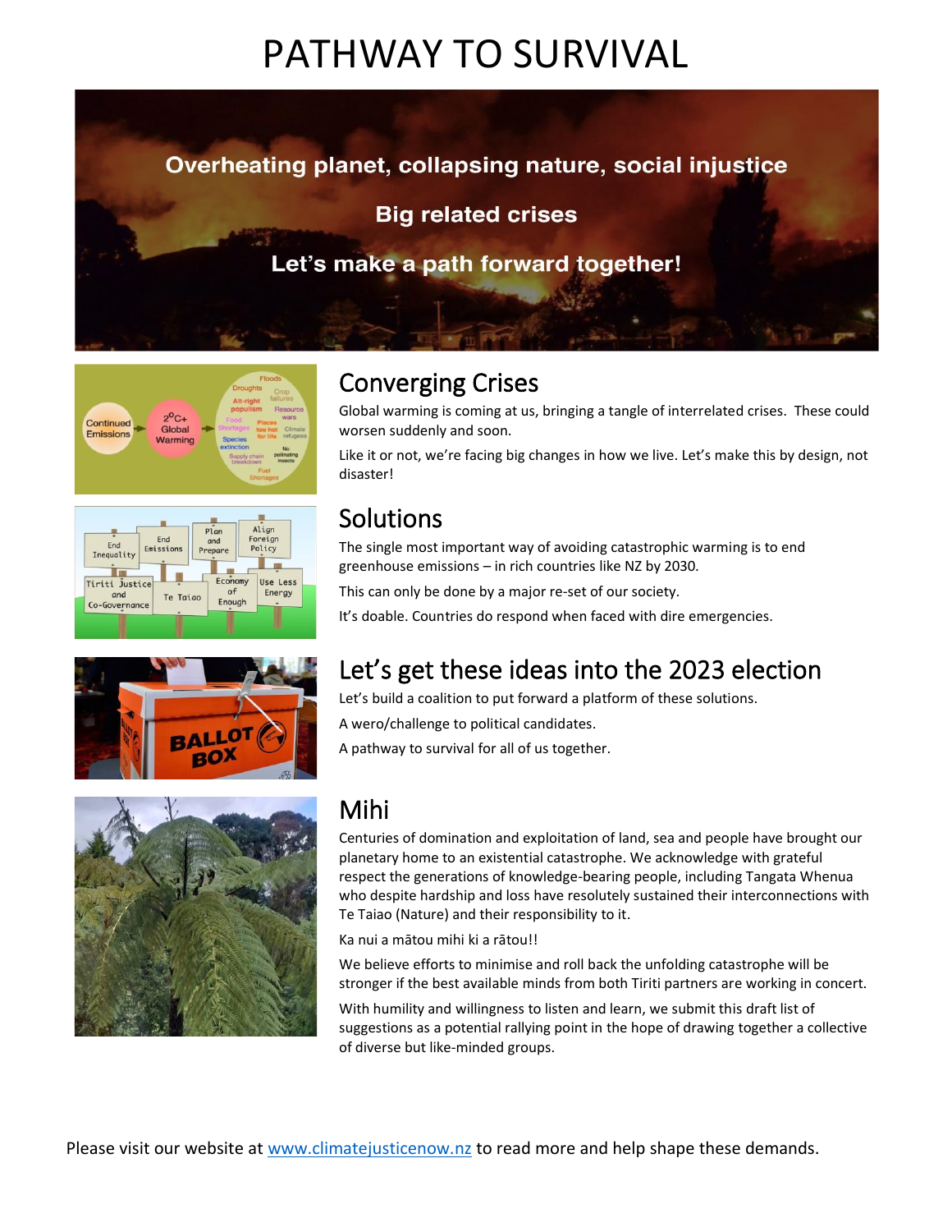# PATHWAY TO SURVIVAL

**Overheating planet, collapsing nature, social injustice**

**Big related crises**

**Let's make a path forward together!**

## Converging Crises

Global warming is coming at us, bringing a tangle of interrelated crises. These could worsen suddenly and soon.

Like it or not, we're facing big changes in how we live. Let's make this by design, not disaster!

## Solutions

The single most important way of avoiding catastrophic warming is to end greenhouse emissions – in rich countries like NZ by 2030.

This can only be done by a major re-set of our society.

It's doable. Countries do respond when faced with dire emergencies.

## Let's get these ideas into the 2023 election

Let's build a coalition to put forward a platform of these solutions.

A wero/challenge to political candidates.

A pathway to survival for all of us together.

## Mihi

Centuries of domination and exploitation of land, sea and people have brought our planetary home to an existential catastrophe. We acknowledge with grateful respect the generations of knowledge-bearing people, including Tangata Whenua who despite hardship and loss have resolutely sustained their interconnections with Te Taiao (Nature) and their responsibility to it.

Ka nui a mātou mihi ki a rātou!!

We believe efforts to minimise and roll back the unfolding catastrophe will be stronger if the best available minds from both Tiriti partners are working in concert.

With humility and willingness to listen and learn, we submit this draft list of suggestions as a potential rallying point in the hope of drawing together a collective of diverse but like-minded groups.

Please visit our website at www.climatejusticenow.nz to read more and help shape these demands.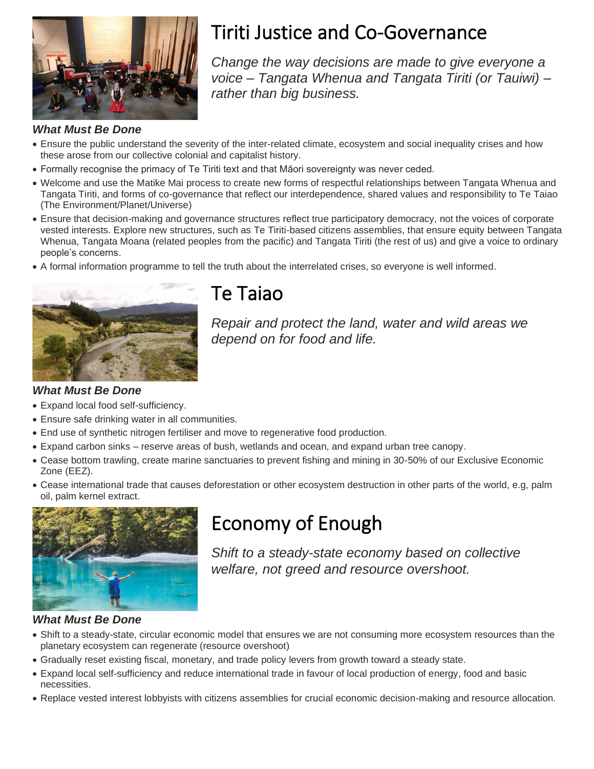## Tiriti Justice and Co-Governance

*Change the way decisions are made to give everyone a voice – Tangata Whenua and Tangata Tiriti (or Tauiwi) – rather than big business.*

***What Must Be Done***

- Ensure the public understand the severity of the inter-related climate, ecosystem and social inequality crises and how these arose from our collective colonial and capitalist history.
- Formally recognise the primacy of Te Tiriti text and that Māori sovereignty was never ceded.
- Welcome and use the Matike Mai process to create new forms of respectful relationships between Tangata Whenua and Tangata Tiriti, and forms of co-governance that reflect our interdependence, shared values and responsibility to Te Taiao (The Environment/Planet/Universe)
- Ensure that decision-making and governance structures reflect true participatory democracy, not the voices of corporate vested interests. Explore new structures, such as Te Tiriti-based citizens assemblies, that ensure equity between Tangata Whenua, Tangata Moana (related peoples from the pacific) and Tangata Tiriti (the rest of us) and give a voice to ordinary people's concerns.
- A formal information programme to tell the truth about the interrelated crises, so everyone is well informed.

## Te Taiao

*Repair and protect the land, water and wild areas we depend on for food and life.*

***What Must Be Done***

- Expand local food self-sufficiency.
- Ensure safe drinking water in all communities.
- End use of synthetic nitrogen fertiliser and move to regenerative food production.
- Expand carbon sinks – reserve areas of bush, wetlands and ocean, and expand urban tree canopy.
- Cease bottom trawling, create marine sanctuaries to prevent fishing and mining in 30-50% of our Exclusive Economic Zone (EEZ).
- Cease international trade that causes deforestation or other ecosystem destruction in other parts of the world, e.g, palm oil, palm kernel extract.

## Economy of Enough

*Shift to a steady-state economy based on collective welfare, not greed and resource overshoot.*

***What Must Be Done***

- Shift to a steady-state, circular economic model that ensures we are not consuming more ecosystem resources than the planetary ecosystem can regenerate (resource overshoot)
- Gradually reset existing fiscal, monetary, and trade policy levers from growth toward a steady state.
- Expand local self-sufficiency and reduce international trade in favour of local production of energy, food and basic necessities.
- Replace vested interest lobbyists with citizens assemblies for crucial economic decision-making and resource allocation.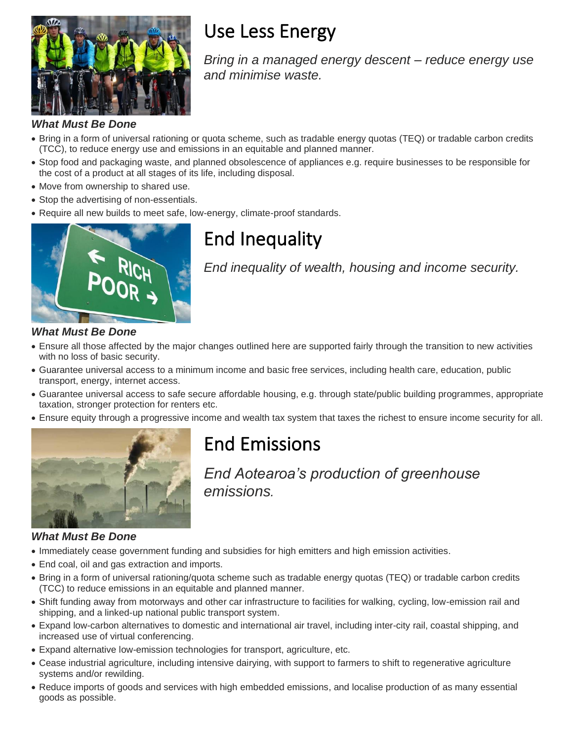# Use Less Energy

*Bring in a managed energy descent – reduce energy use and minimise waste.*

***What Must Be Done***

- Bring in a form of universal rationing or quota scheme, such as tradable energy quotas (TEQ) or tradable carbon credits (TCC), to reduce energy use and emissions in an equitable and planned manner.
- Stop food and packaging waste, and planned obsolescence of appliances e.g. require businesses to be responsible for the cost of a product at all stages of its life, including disposal.
- Move from ownership to shared use.
- Stop the advertising of non-essentials.
- Require all new builds to meet safe, low-energy, climate-proof standards.

# End Inequality

*End inequality of wealth, housing and income security.*

***What Must Be Done***

- Ensure all those affected by the major changes outlined here are supported fairly through the transition to new activities with no loss of basic security.
- Guarantee universal access to a minimum income and basic free services, including health care, education, public transport, energy, internet access.
- Guarantee universal access to safe secure affordable housing, e.g. through state/public building programmes, appropriate taxation, stronger protection for renters etc.
- Ensure equity through a progressive income and wealth tax system that taxes the richest to ensure income security for all.

# End Emissions

*End Aotearoa's production of greenhouse emissions.*

***What Must Be Done***

- Immediately cease government funding and subsidies for high emitters and high emission activities.
- End coal, oil and gas extraction and imports.
- Bring in a form of universal rationing/quota scheme such as tradable energy quotas (TEQ) or tradable carbon credits (TCC) to reduce emissions in an equitable and planned manner.
- Shift funding away from motorways and other car infrastructure to facilities for walking, cycling, low-emission rail and shipping, and a linked-up national public transport system.
- Expand low-carbon alternatives to domestic and international air travel, including inter-city rail, coastal shipping, and increased use of virtual conferencing.
- Expand alternative low-emission technologies for transport, agriculture, etc.
- Cease industrial agriculture, including intensive dairying, with support to farmers to shift to regenerative agriculture systems and/or rewilding.
- Reduce imports of goods and services with high embedded emissions, and localise production of as many essential goods as possible.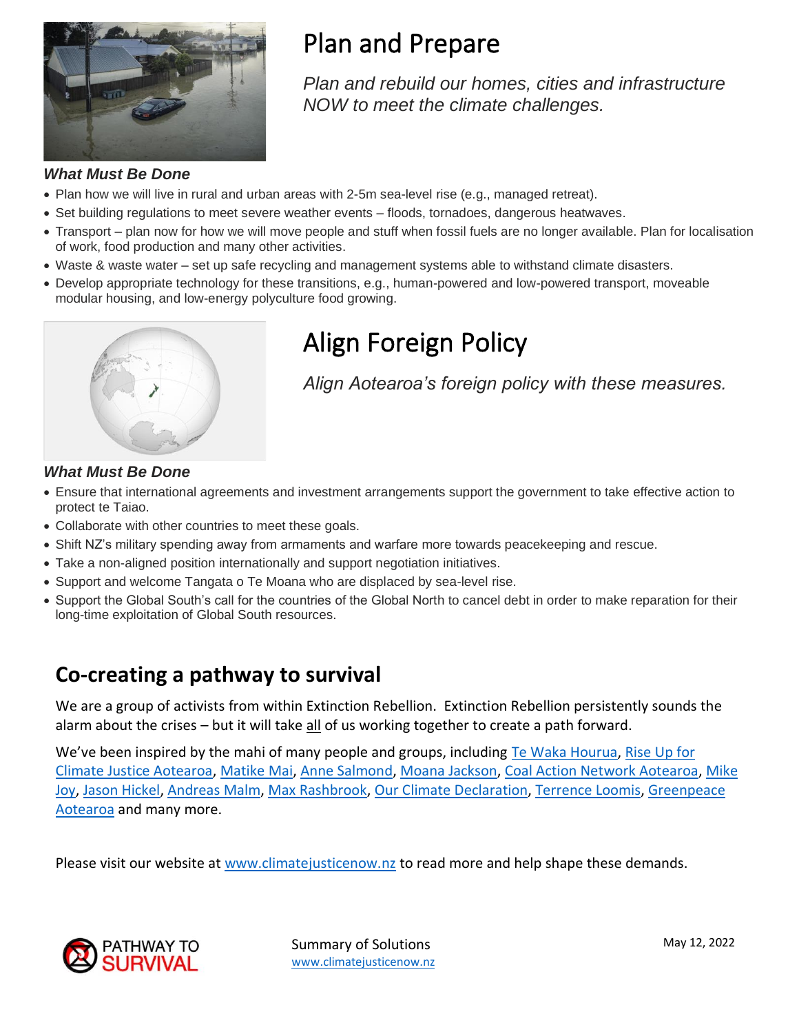# Plan and Prepare

*Plan and rebuild our homes, cities and infrastructure NOW to meet the climate challenges.*

***What Must Be Done***

- Plan how we will live in rural and urban areas with 2-5m sea-level rise (e.g., managed retreat).
- Set building regulations to meet severe weather events – floods, tornadoes, dangerous heatwaves.
- Transport – plan now for how we will move people and stuff when fossil fuels are no longer available. Plan for localisation of work, food production and many other activities.
- Waste & waste water – set up safe recycling and management systems able to withstand climate disasters.
- Develop appropriate technology for these transitions, e.g., human-powered and low-powered transport, moveable modular housing, and low-energy polyculture food growing.

# Align Foreign Policy

*Align Aotearoa's foreign policy with these measures.*

***What Must Be Done***

- Ensure that international agreements and investment arrangements support the government to take effective action to protect te Taiao.
- Collaborate with other countries to meet these goals.
- Shift NZ's military spending away from armaments and warfare more towards peacekeeping and rescue.
- Take a non-aligned position internationally and support negotiation initiatives.
- Support and welcome Tangata o Te Moana who are displaced by sea-level rise.
- Support the Global South's call for the countries of the Global North to cancel debt in order to make reparation for their long-time exploitation of Global South resources.

## Co-creating a pathway to survival

We are a group of activists from within Extinction Rebellion. Extinction Rebellion persistently sounds the alarm about the crises – but it will take all of us working together to create a path forward.

We've been inspired by the mahi of many people and groups, including Te Waka Hourua, Rise Up for Climate Justice Aotearoa, Matike Mai, Anne Salmond, Moana Jackson, Coal Action Network Aotearoa, Mike Joy, Jason Hickel, Andreas Malm, Max Rashbrook, Our Climate Declaration, Terrence Loomis, Greenpeace Aotearoa and many more.

Please visit our website at www.climatejusticenow.nz to read more and help shape these demands.

PATHWAY TO SURVIVAL

Summary of Solutions
www.climatejusticenow.nz

May 12, 2022